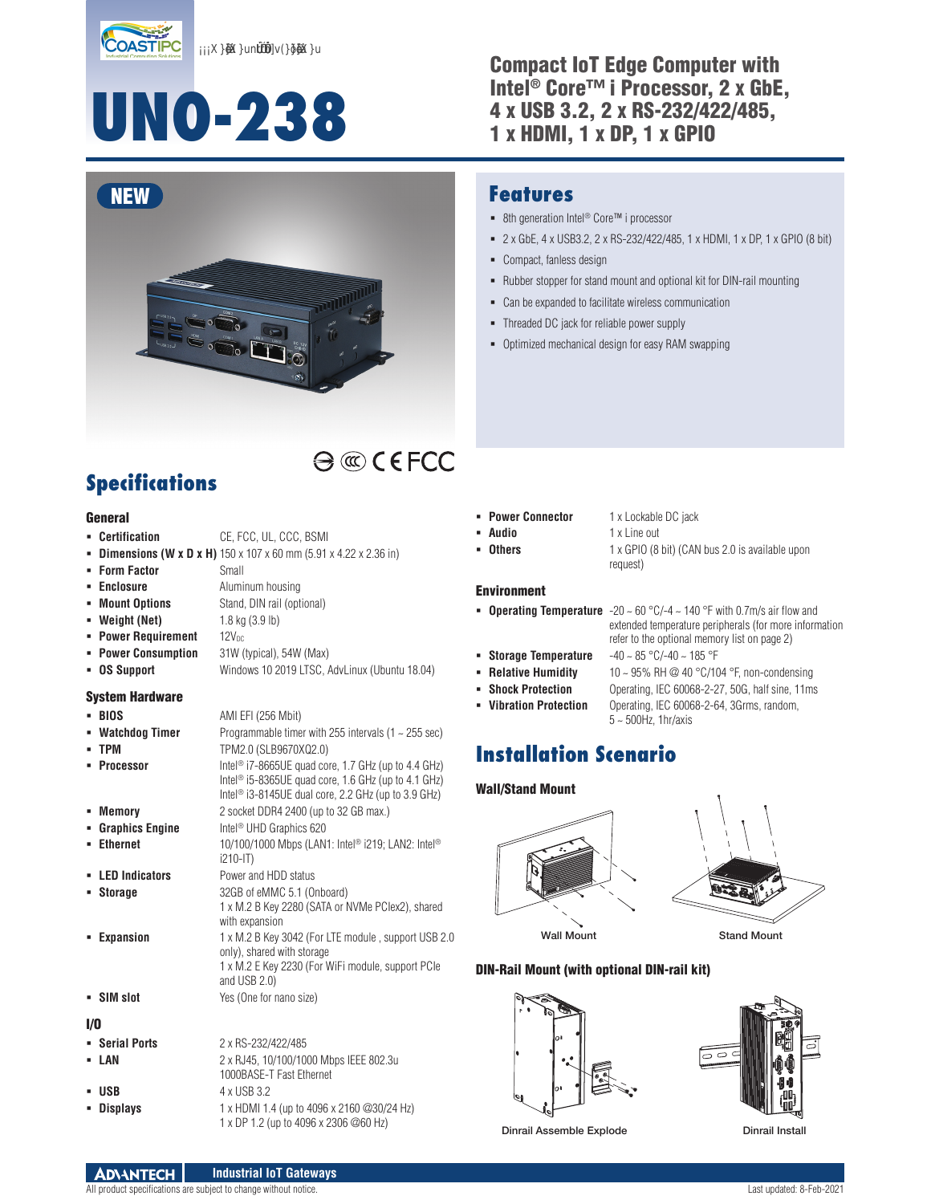# UNO-238

## Compact IoT Edge Computer with Intel® Core™ i Processor, 2 x GbE, 4 x USB 3.2, 2 x RS-232/422/485, 1 x HDMI, 1 x DP, 1 x GPIO

NEW

## Features

- 8th generation Intel® Core™ i processor
- 2 x GbE, 4 x USB3.2, 2 x RS-232/422/485, 1 x HDMI, 1 x DP, 1 x GPIO (8 bit)
- Compact, fanless design
- Rubber stopper for stand mount and optional kit for DIN-rail mounting
- Can be expanded to facilitate wireless communication
- Threaded DC jack for reliable power supply
- Optimized mechanical design for easy RAM swapping

## Specifications

### General

- **Certification**: CE, FCC, UL, CCC, BSMI
- **Dimensions (W x D x H)**: 150 x 107 x 60 mm (5.91 x 4.22 x 2.36 in)
- **Form Factor**: Small
- **Enclosure**: Aluminum housing
- **Mount Options**: Stand, DIN rail (optional)
- **Weight (Net)**: 1.8 kg (3.9 lb)
- **Power Requirement**: $12V_{DC}$
- **Power Consumption**: 31W (typical), 54W (Max)
- **OS Support**: Windows 10 2019 LTSC, AdvLinux (Ubuntu 18.04)

### System Hardware

- **BIOS**: AMI EFI (256 Mbit)
- **Watchdog Timer**: Programmable timer with 255 intervals (1 ~ 255 sec)
- **TPM**: TPM2.0 (SLB9670XQ2.0)
- **Processor**: Intel® i7-8665UE quad core, 1.7 GHz (up to 4.4 GHz)
  Intel® i5-8365UE quad core, 1.6 GHz (up to 4.1 GHz)
  Intel® i3-8145UE dual core, 2.2 GHz (up to 3.9 GHz)
- **Memory**: 2 socket DDR4 2400 (up to 32 GB max.)
- **Graphics Engine**: Intel® UHD Graphics 620
- **Ethernet**: 10/100/1000 Mbps (LAN1: Intel® i219; LAN2: Intel® i210-IT)
- **LED Indicators**: Power and HDD status
- **Storage**: 32GB of eMMC 5.1 (Onboard)
  1 x M.2 B Key 2280 (SATA or NVMe PCIex2), shared with expansion
- **Expansion**: 1 x M.2 B Key 3042 (For LTE module , support USB 2.0 only), shared with storage
  1 x M.2 E Key 2230 (For WiFi module, support PCIe and USB 2.0)
- **SIM slot**: Yes (One for nano size)

### I/O

- **Serial Ports**: 2 x RS-232/422/485
- **LAN**: 2 x RJ45, 10/100/1000 Mbps IEEE 802.3u 1000BASE-T Fast Ethernet
- **USB**: 4 x USB 3.2
- **Displays**: 1 x HDMI 1.4 (up to 4096 x 2160 @30/24 Hz)
  1 x DP 1.2 (up to 4096 x 2306 @60 Hz)
- **Power Connector**: 1 x Lockable DC jack
- **Audio**: 1 x Line out
- **Others**: 1 x GPIO (8 bit) (CAN bus 2.0 is available upon request)

### Environment

- **Operating Temperature**: -20 ~ 60 °C/-4 ~ 140 °F with 0.7m/s air flow and extended temperature peripherals (for more information refer to the optional memory list on page 2)
- **Storage Temperature**: -40 ~ 85 °C/-40 ~ 185 °F
- **Relative Humidity**: 10 ~ 95% RH @ 40 °C/104 °F, non-condensing
- **Shock Protection**: Operating, IEC 60068-2-27, 50G, half sine, 11ms
- **Vibration Protection**: Operating, IEC 60068-2-64, 3Grms, random, 5 ~ 500Hz, 1hr/axis

## Installation Scenario

### Wall/Stand Mount

Wall Mount

Stand Mount

### DIN-Rail Mount (with optional DIN-rail kit)

Dinrail Assemble Explode

Dinrail Install

Industrial IoT Gateways

All product specifications are subject to change without notice. Last updated: 8-Feb-2021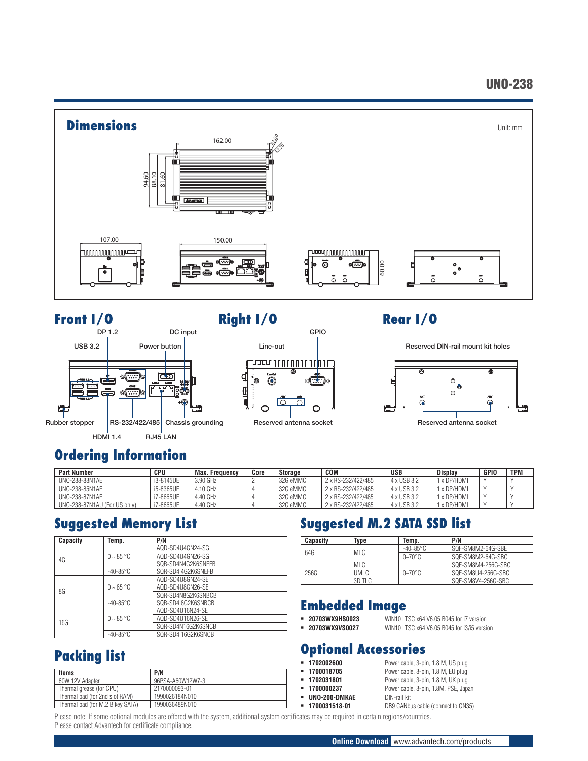# UNO-238

## Dimensions

Unit: mm

162.00

R3.00

R2.70

94.60

88.10

81.60

107.00

150.00

60.00

## Front I/O

DP 1.2

DC input

USB 3.2

Power button

Rubber stopper

RS-232/422/485

Chassis grounding

HDMI 1.4

RJ45 LAN

## Right I/O

GPIO

Line-out

Reserved antenna socket

## Rear I/O

Reserved DIN-rail mount kit holes

Reserved antenna socket

## Ordering Information

| Part Number | CPU | Max. Frequency | Core | Storage | COM | USB | Display | GPIO | TPM |
|---|---|---|---|---|---|---|---|---|---|
| UNO-238-83N1AE | i3-8145UE | 3.90 GHz | 2 | 32G eMMC | 2 x RS-232/422/485 | 4 x USB 3.2 | 1 x DP/HDMI | Y | Y |
| UNO-238-85N1AE | i5-8365UE | 4.10 GHz | 4 | 32G eMMC | 2 x RS-232/422/485 | 4 x USB 3.2 | 1 x DP/HDMI | Y | Y |
| UNO-238-87N1AE | i7-8665UE | 4.40 GHz | 4 | 32G eMMC | 2 x RS-232/422/485 | 4 x USB 3.2 | 1 x DP/HDMI | Y | Y |
| UNO-238-87N1AU (For US only) | i7-8665UE | 4.40 GHz | 4 | 32G eMMC | 2 x RS-232/422/485 | 4 x USB 3.2 | 1 x DP/HDMI | Y | Y |

## Suggested Memory List

| Capacity | Temp. | P/N |
|---|---|---|
| 4G | 0 ~ 85 °C | AQD-SD4U4GN24-SG |
| | | AQD-SD4U4GN26-SG |
| | | SQR-SD4N4G2K6SNEFB |
| | -40-85°C | SQR-SD4I4G2K6SNEFB |
| 8G | 0 ~ 85 °C | AQD-SD4U8GN24-SE |
| | | AQD-SD4U8GN26-SE |
| | | SQR-SD4N8G2K6SNBCB |
| | -40-85°C | SQR-SD4I8G2K6SNBCB |
| 16G | 0 ~ 85 °C | AQD-SD4U16N24-SE |
| | | AQD-SD4U16N26-SE |
| | | SQR-SD4N16G2K6SNCB |
| | -40-85°C | SQR-SD4I16G2K6SNCB |

## Suggested M.2 SATA SSD list

| Capacity | Type | Temp. | P/N |
|---|---|---|---|
| 64G | MLC | -40~85°C | SQF-SM8M2-64G-SBE |
| | | 0~70°C | SQF-SM8M2-64G-SBC |
| 256G | MLC | 0~70°C | SQF-SM8M4-256G-SBC |
| | UMLC | | SQF-SM8U4-256G-SBC |
| | 3D TLC | | SQF-SM8V4-256G-SBC |

## Embedded Image

- **20703WX9HS0023** WIN10 LTSC x64 V6.05 B045 for i7 version
- **20703WX9VS0027** WIN10 LTSC x64 V6.05 B045 for i3/i5 version

## Packing list

| Items | P/N |
|---|---|
| 60W 12V Adapter | 96PSA-A60W12W7-3 |
| Thermal grease (for CPU) | 2170000093-01 |
| Thermal pad (for 2nd slot RAM) | 1990026184N010 |
| Thermal pad (for M.2 B key SATA) | 1990036489N010 |

## Optional Accessories

- **1702002600** Power cable, 3-pin, 1.8 M, US plug
- **1700018705** Power cable, 3-pin, 1.8 M, EU plug
- **1702031801** Power cable, 3-pin, 1.8 M, UK plug
- **1700000237** Power cable, 3-pin, 1.8M, PSE, Japan
- **UNO-200-DMKAE** DIN-rail kit
- **1700031518-01** DB9 CANbus cable (connect to CN35)

Please note: If some optional modules are offered with the system, additional system certificates may be required in certain regions/countries.
Please contact Advantech for certificate compliance.

**Online Download** www.advantech.com/products